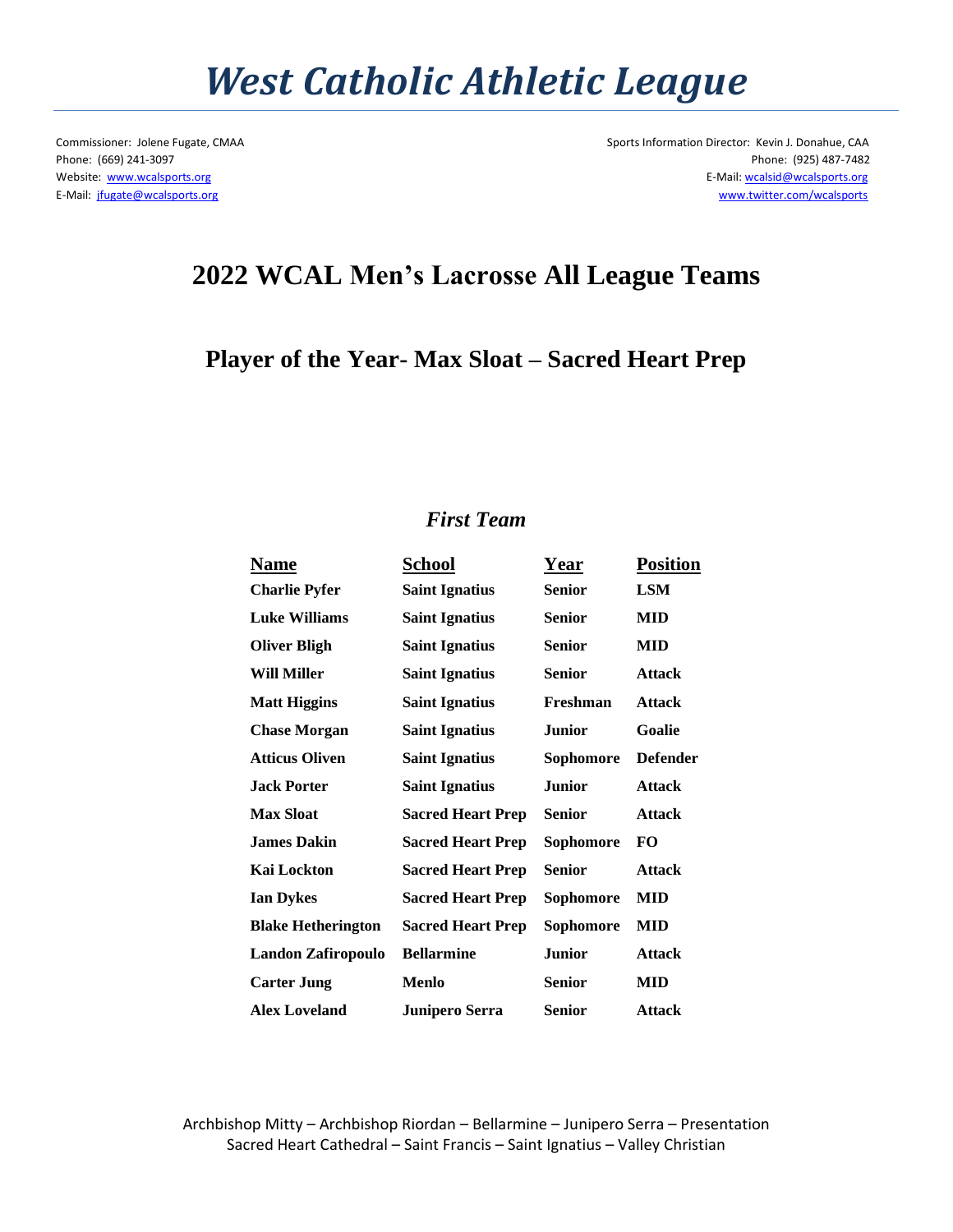# West Catholic Athletic League

Commissioner: Jolene Fugate, CMAA
Phone: (669) 241-3097
Website: www.wcalsports.org
E-Mail: jfugate@wcalsports.org

Sports Information Director: Kevin J. Donahue, CAA
Phone: (925) 487-7482
E-Mail: wcalsid@wcalsports.org
www.twitter.com/wcalsports

## 2022 WCAL Men's Lacrosse All League Teams

### Player of the Year- Max Sloat – Sacred Heart Prep

### *First Team*

| Name | School | Year | Position |
|---|---|---|---|
| Charlie Pyfer | Saint Ignatius | Senior | LSM |
| Luke Williams | Saint Ignatius | Senior | MID |
| Oliver Bligh | Saint Ignatius | Senior | MID |
| Will Miller | Saint Ignatius | Senior | Attack |
| Matt Higgins | Saint Ignatius | Freshman | Attack |
| Chase Morgan | Saint Ignatius | Junior | Goalie |
| Atticus Oliven | Saint Ignatius | Sophomore | Defender |
| Jack Porter | Saint Ignatius | Junior | Attack |
| Max Sloat | Sacred Heart Prep | Senior | Attack |
| James Dakin | Sacred Heart Prep | Sophomore | FO |
| Kai Lockton | Sacred Heart Prep | Senior | Attack |
| Ian Dykes | Sacred Heart Prep | Sophomore | MID |
| Blake Hetherington | Sacred Heart Prep | Sophomore | MID |
| Landon Zafiropoulo | Bellarmine | Junior | Attack |
| Carter Jung | Menlo | Senior | MID |
| Alex Loveland | Junipero Serra | Senior | Attack |

Archbishop Mitty – Archbishop Riordan – Bellarmine – Junipero Serra – Presentation
Sacred Heart Cathedral – Saint Francis – Saint Ignatius – Valley Christian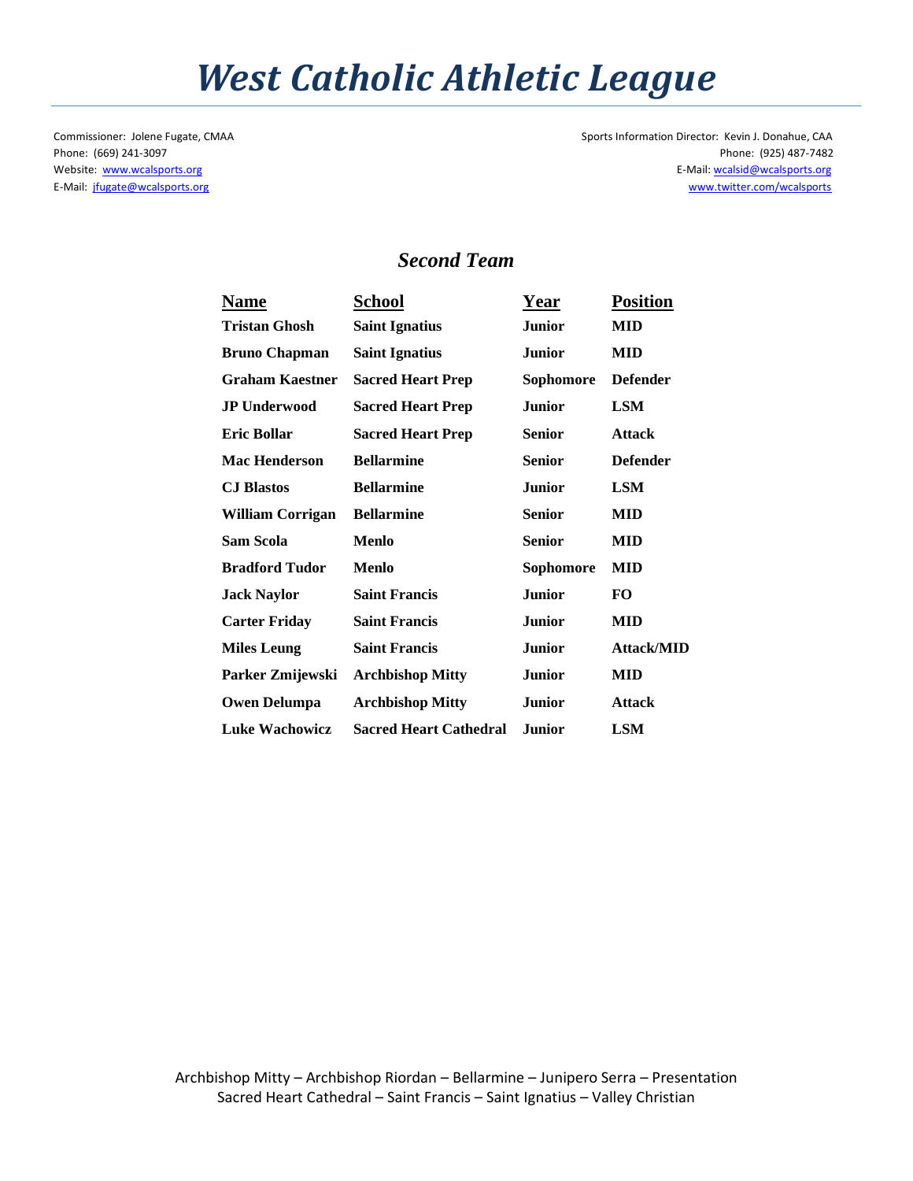# West Catholic Athletic League

Commissioner: Jolene Fugate, CMAA
Phone: (669) 241-3097
Website: www.wcalsports.org
E-Mail: jfugate@wcalsports.org

Sports Information Director: Kevin J. Donahue, CAA
Phone: (925) 487-7482
E-Mail: wcalsid@wcalsports.org
www.twitter.com/wcalsports

## *Second Team*

| Name | School | Year | Position |
|---|---|---|---|
| **Tristan Ghosh** | **Saint Ignatius** | **Junior** | **MID** |
| **Bruno Chapman** | **Saint Ignatius** | **Junior** | **MID** |
| **Graham Kaestner** | **Sacred Heart Prep** | **Sophomore** | **Defender** |
| **JP Underwood** | **Sacred Heart Prep** | **Junior** | **LSM** |
| **Eric Bollar** | **Sacred Heart Prep** | **Senior** | **Attack** |
| **Mac Henderson** | **Bellarmine** | **Senior** | **Defender** |
| **CJ Blastos** | **Bellarmine** | **Junior** | **LSM** |
| **William Corrigan** | **Bellarmine** | **Senior** | **MID** |
| **Sam Scola** | **Menlo** | **Senior** | **MID** |
| **Bradford Tudor** | **Menlo** | **Sophomore** | **MID** |
| **Jack Naylor** | **Saint Francis** | **Junior** | **FO** |
| **Carter Friday** | **Saint Francis** | **Junior** | **MID** |
| **Miles Leung** | **Saint Francis** | **Junior** | **Attack/MID** |
| **Parker Zmijewski** | **Archbishop Mitty** | **Junior** | **MID** |
| **Owen Delumpa** | **Archbishop Mitty** | **Junior** | **Attack** |
| **Luke Wachowicz** | **Sacred Heart Cathedral** | **Junior** | **LSM** |

Archbishop Mitty – Archbishop Riordan – Bellarmine – Junipero Serra – Presentation
Sacred Heart Cathedral – Saint Francis – Saint Ignatius – Valley Christian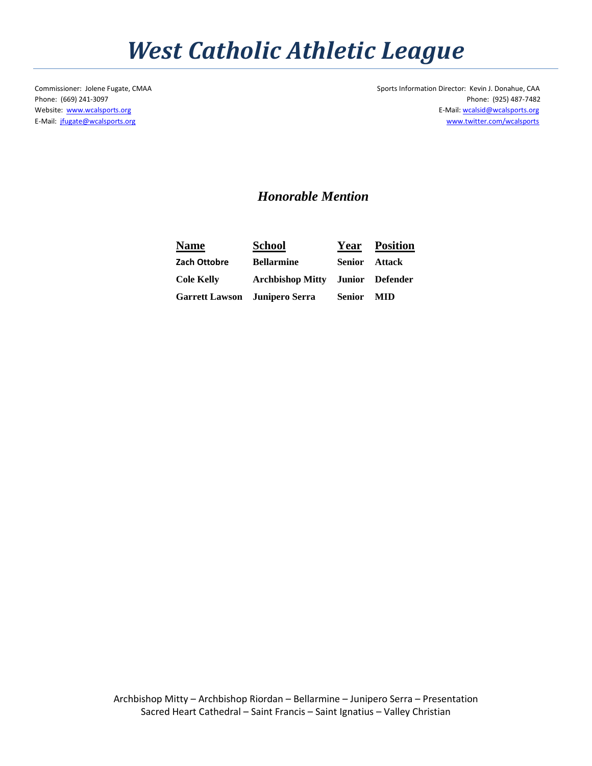# West Catholic Athletic League

Commissioner: Jolene Fugate, CMAA
Phone: (669) 241-3097
Website: www.wcalsports.org
E-Mail: jfugate@wcalsports.org

Sports Information Director: Kevin J. Donahue, CAA
Phone: (925) 487-7482
E-Mail: wcalsid@wcalsports.org
www.twitter.com/wcalsports

## *Honorable Mention*

| Name | School | Year | Position |
|---|---|---|---|
| **Zach Ottobre** | **Bellarmine** | **Senior** | **Attack** |
| **Cole Kelly** | **Archbishop Mitty** | **Junior** | **Defender** |
| **Garrett Lawson** | **Junipero Serra** | **Senior** | **MID** |

Archbishop Mitty – Archbishop Riordan – Bellarmine – Junipero Serra – Presentation
Sacred Heart Cathedral – Saint Francis – Saint Ignatius – Valley Christian